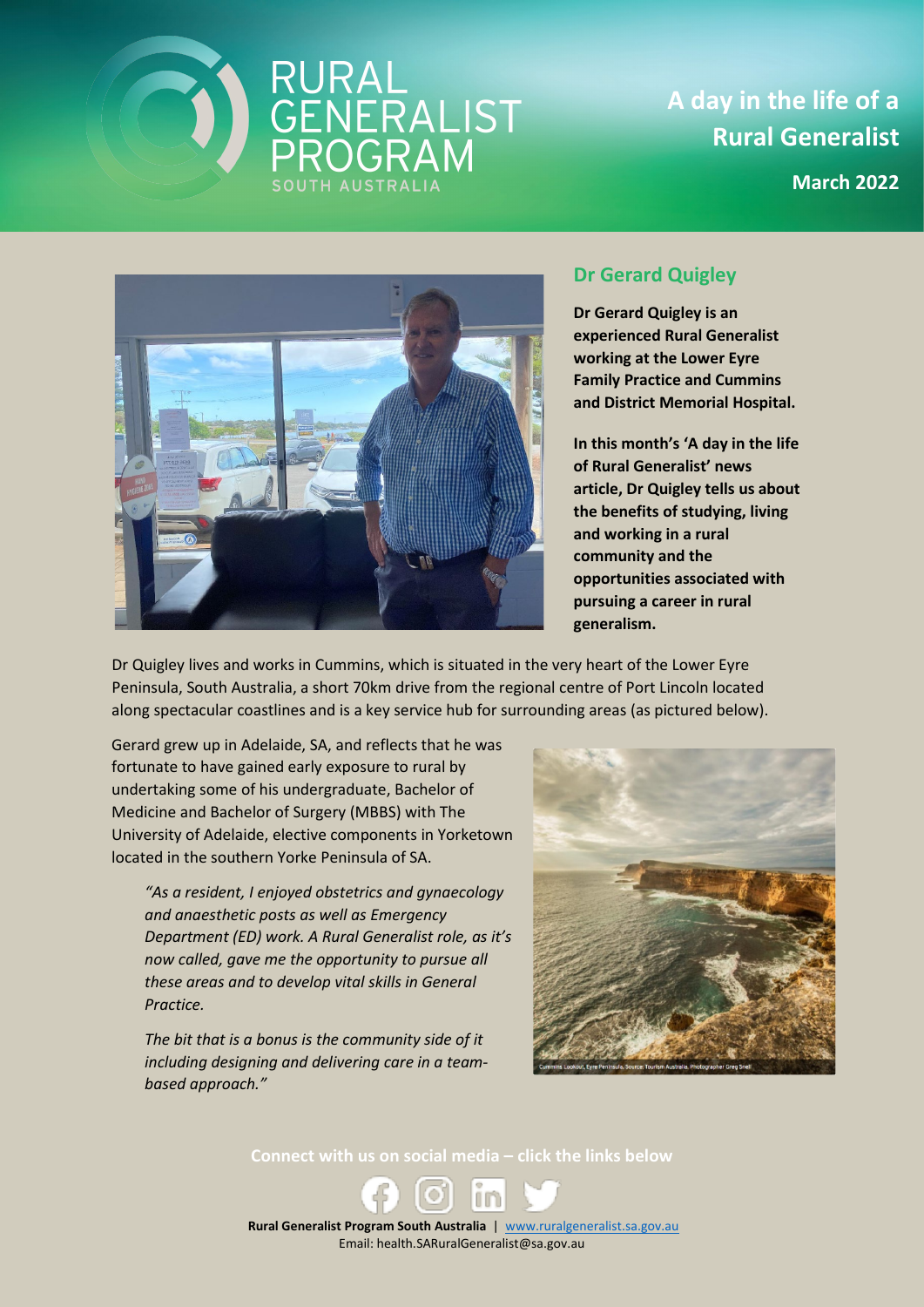RURAL GENERALIST PROGRAM
SOUTH AUSTRALIA

# A day in the life of a Rural Generalist

**March 2022**

## Dr Gerard Quigley

**Dr Gerard Quigley is an experienced Rural Generalist working at the Lower Eyre Family Practice and Cummins and District Memorial Hospital.**

**In this month's 'A day in the life of Rural Generalist' news article, Dr Quigley tells us about the benefits of studying, living and working in a rural community and the opportunities associated with pursuing a career in rural generalism.**

Dr Quigley lives and works in Cummins, which is situated in the very heart of the Lower Eyre Peninsula, South Australia, a short 70km drive from the regional centre of Port Lincoln located along spectacular coastlines and is a key service hub for surrounding areas (as pictured below).

Gerard grew up in Adelaide, SA, and reflects that he was fortunate to have gained early exposure to rural by undertaking some of his undergraduate, Bachelor of Medicine and Bachelor of Surgery (MBBS) with The University of Adelaide, elective components in Yorketown located in the southern Yorke Peninsula of SA.

> *"As a resident, I enjoyed obstetrics and gynaecology and anaesthetic posts as well as Emergency Department (ED) work. A Rural Generalist role, as it's now called, gave me the opportunity to pursue all these areas and to develop vital skills in General Practice.*
>
> *The bit that is a bonus is the community side of it including designing and delivering care in a team-based approach."*

Cummins Lookout, Eyre Peninsula. Source: Tourism Australia. Photographer Greg Snell

Connect with us on social media – click the links below

**Rural Generalist Program South Australia** | www.ruralgeneralist.sa.gov.au
Email: health.SARuralGeneralist@sa.gov.au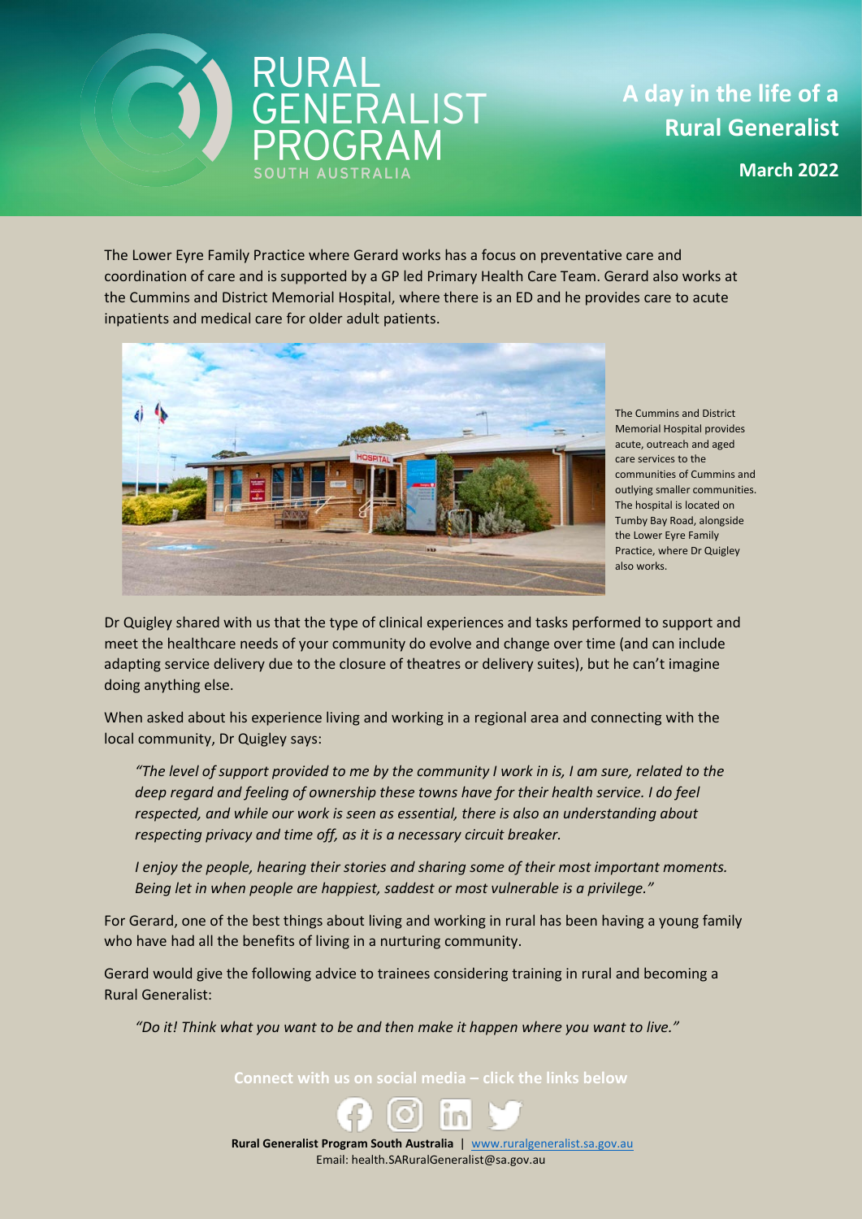The Lower Eyre Family Practice where Gerard works has a focus on preventative care and coordination of care and is supported by a GP led Primary Health Care Team. Gerard also works at the Cummins and District Memorial Hospital, where there is an ED and he provides care to acute inpatients and medical care for older adult patients.

The Cummins and District Memorial Hospital provides acute, outreach and aged care services to the communities of Cummins and outlying smaller communities. The hospital is located on Tumby Bay Road, alongside the Lower Eyre Family Practice, where Dr Quigley also works.

Dr Quigley shared with us that the type of clinical experiences and tasks performed to support and meet the healthcare needs of your community do evolve and change over time (and can include adapting service delivery due to the closure of theatres or delivery suites), but he can't imagine doing anything else.

When asked about his experience living and working in a regional area and connecting with the local community, Dr Quigley says:

> *"The level of support provided to me by the community I work in is, I am sure, related to the deep regard and feeling of ownership these towns have for their health service. I do feel respected, and while our work is seen as essential, there is also an understanding about respecting privacy and time off, as it is a necessary circuit breaker.*
>
> *I enjoy the people, hearing their stories and sharing some of their most important moments. Being let in when people are happiest, saddest or most vulnerable is a privilege."*

For Gerard, one of the best things about living and working in rural has been having a young family who have had all the benefits of living in a nurturing community.

Gerard would give the following advice to trainees considering training in rural and becoming a Rural Generalist:

> *"Do it! Think what you want to be and then make it happen where you want to live."*

**Connect with us on social media – click the links below**

**Rural Generalist Program South Australia** | www.ruralgeneralist.sa.gov.au
Email: health.SARuralGeneralist@sa.gov.au